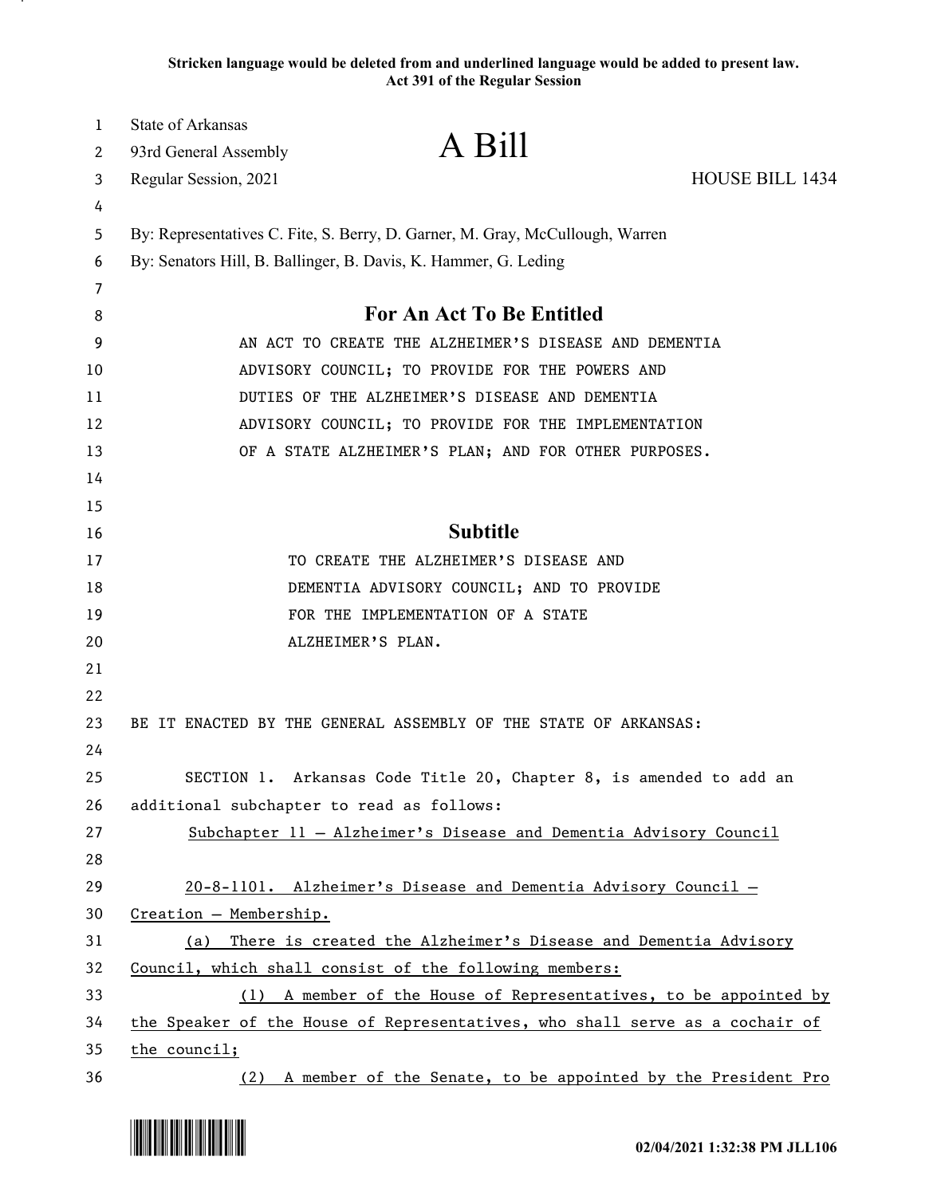**Stricken language would be deleted from and underlined language would be added to present law.**
**Act 391 of the Regular Session**

State of Arkansas
93rd General Assembly

# A Bill

Regular Session, 2021 HOUSE BILL 1434

By: Representatives C. Fite, S. Berry, D. Garner, M. Gray, McCullough, Warren
By: Senators Hill, B. Ballinger, B. Davis, K. Hammer, G. Leding

## For An Act To Be Entitled

AN ACT TO CREATE THE ALZHEIMER'S DISEASE AND DEMENTIA ADVISORY COUNCIL; TO PROVIDE FOR THE POWERS AND DUTIES OF THE ALZHEIMER'S DISEASE AND DEMENTIA ADVISORY COUNCIL; TO PROVIDE FOR THE IMPLEMENTATION OF A STATE ALZHEIMER'S PLAN; AND FOR OTHER PURPOSES.

## Subtitle

TO CREATE THE ALZHEIMER'S DISEASE AND DEMENTIA ADVISORY COUNCIL; AND TO PROVIDE FOR THE IMPLEMENTATION OF A STATE ALZHEIMER'S PLAN.

BE IT ENACTED BY THE GENERAL ASSEMBLY OF THE STATE OF ARKANSAS:

SECTION 1. Arkansas Code Title 20, Chapter 8, is amended to add an additional subchapter to read as follows:

<u>Subchapter 11 — Alzheimer's Disease and Dementia Advisory Council</u>

<u>20-8-1101. Alzheimer's Disease and Dementia Advisory Council — Creation — Membership.</u>

<u>(a) There is created the Alzheimer's Disease and Dementia Advisory Council, which shall consist of the following members:</u>

<u>(1) A member of the House of Representatives, to be appointed by the Speaker of the House of Representatives, who shall serve as a cochair of the council;</u>

<u>(2) A member of the Senate, to be appointed by the President Pro</u>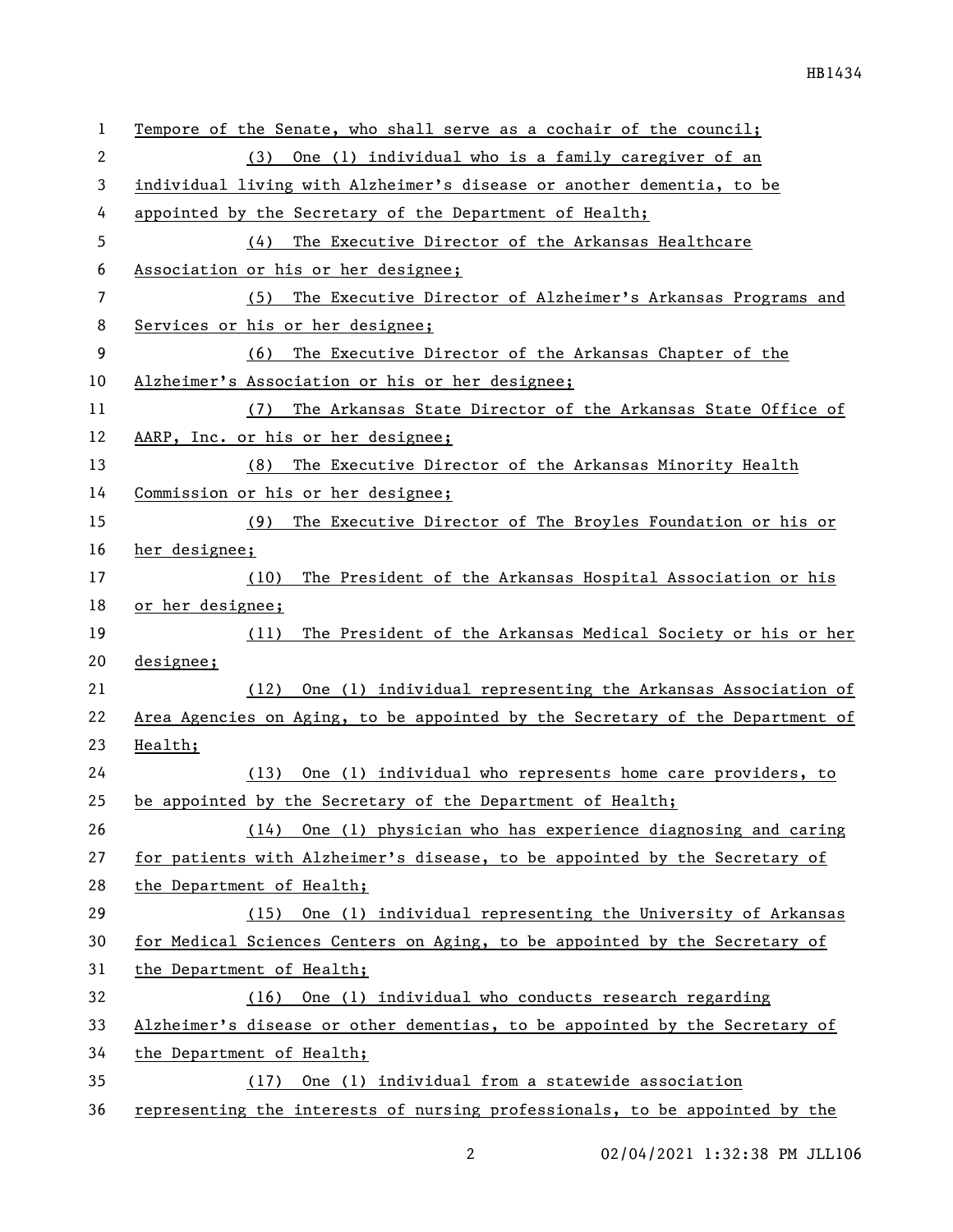Tempore of the Senate, who shall serve as a cochair of the council;

(3) One (1) individual who is a family caregiver of an individual living with Alzheimer's disease or another dementia, to be appointed by the Secretary of the Department of Health;

(4) The Executive Director of the Arkansas Healthcare Association or his or her designee;

(5) The Executive Director of Alzheimer's Arkansas Programs and Services or his or her designee;

(6) The Executive Director of the Arkansas Chapter of the Alzheimer's Association or his or her designee;

(7) The Arkansas State Director of the Arkansas State Office of AARP, Inc. or his or her designee;

(8) The Executive Director of the Arkansas Minority Health Commission or his or her designee;

(9) The Executive Director of The Broyles Foundation or his or her designee;

(10) The President of the Arkansas Hospital Association or his or her designee;

(11) The President of the Arkansas Medical Society or his or her designee;

(12) One (1) individual representing the Arkansas Association of Area Agencies on Aging, to be appointed by the Secretary of the Department of Health;

(13) One (1) individual who represents home care providers, to be appointed by the Secretary of the Department of Health;

(14) One (1) physician who has experience diagnosing and caring for patients with Alzheimer's disease, to be appointed by the Secretary of the Department of Health;

(15) One (1) individual representing the University of Arkansas for Medical Sciences Centers on Aging, to be appointed by the Secretary of the Department of Health;

(16) One (1) individual who conducts research regarding Alzheimer's disease or other dementias, to be appointed by the Secretary of the Department of Health;

(17) One (1) individual from a statewide association representing the interests of nursing professionals, to be appointed by the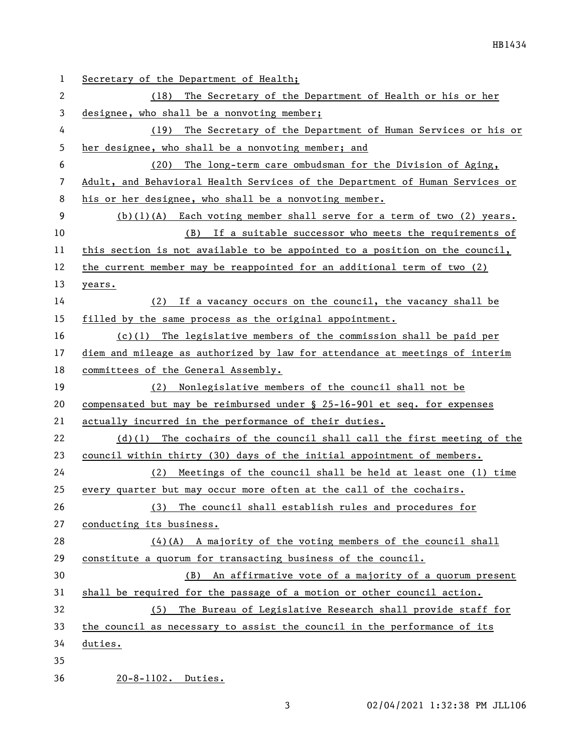Secretary of the Department of Health;

(18) The Secretary of the Department of Health or his or her designee, who shall be a nonvoting member;

(19) The Secretary of the Department of Human Services or his or her designee, who shall be a nonvoting member; and

(20) The long-term care ombudsman for the Division of Aging, Adult, and Behavioral Health Services of the Department of Human Services or his or her designee, who shall be a nonvoting member.

(b)(1)(A) Each voting member shall serve for a term of two (2) years.

(B) If a suitable successor who meets the requirements of this section is not available to be appointed to a position on the council, the current member may be reappointed for an additional term of two (2) years.

(2) If a vacancy occurs on the council, the vacancy shall be filled by the same process as the original appointment.

(c)(1) The legislative members of the commission shall be paid per diem and mileage as authorized by law for attendance at meetings of interim committees of the General Assembly.

(2) Nonlegislative members of the council shall not be compensated but may be reimbursed under § 25-16-901 et seq. for expenses actually incurred in the performance of their duties.

(d)(1) The cochairs of the council shall call the first meeting of the council within thirty (30) days of the initial appointment of members.

(2) Meetings of the council shall be held at least one (1) time every quarter but may occur more often at the call of the cochairs.

(3) The council shall establish rules and procedures for conducting its business.

(4)(A) A majority of the voting members of the council shall constitute a quorum for transacting business of the council.

(B) An affirmative vote of a majority of a quorum present shall be required for the passage of a motion or other council action.

(5) The Bureau of Legislative Research shall provide staff for the council as necessary to assist the council in the performance of its duties.

20-8-1102. Duties.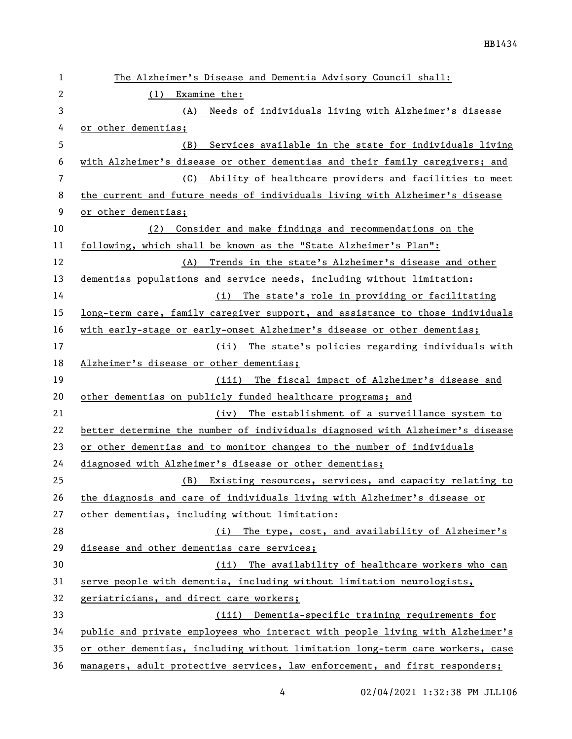The Alzheimer's Disease and Dementia Advisory Council shall:

(1) Examine the:

(A) Needs of individuals living with Alzheimer's disease or other dementias;

(B) Services available in the state for individuals living with Alzheimer's disease or other dementias and their family caregivers; and

(C) Ability of healthcare providers and facilities to meet the current and future needs of individuals living with Alzheimer's disease or other dementias;

(2) Consider and make findings and recommendations on the following, which shall be known as the "State Alzheimer's Plan":

(A) Trends in the state's Alzheimer's disease and other dementias populations and service needs, including without limitation:

(i) The state's role in providing or facilitating long-term care, family caregiver support, and assistance to those individuals with early-stage or early-onset Alzheimer's disease or other dementias;

(ii) The state's policies regarding individuals with Alzheimer's disease or other dementias;

(iii) The fiscal impact of Alzheimer's disease and other dementias on publicly funded healthcare programs; and

(iv) The establishment of a surveillance system to better determine the number of individuals diagnosed with Alzheimer's disease or other dementias and to monitor changes to the number of individuals diagnosed with Alzheimer's disease or other dementias;

(B) Existing resources, services, and capacity relating to the diagnosis and care of individuals living with Alzheimer's disease or other dementias, including without limitation:

(i) The type, cost, and availability of Alzheimer's disease and other dementias care services;

(ii) The availability of healthcare workers who can serve people with dementia, including without limitation neurologists, geriatricians, and direct care workers;

(iii) Dementia-specific training requirements for public and private employees who interact with people living with Alzheimer's or other dementias, including without limitation long-term care workers, case managers, adult protective services, law enforcement, and first responders;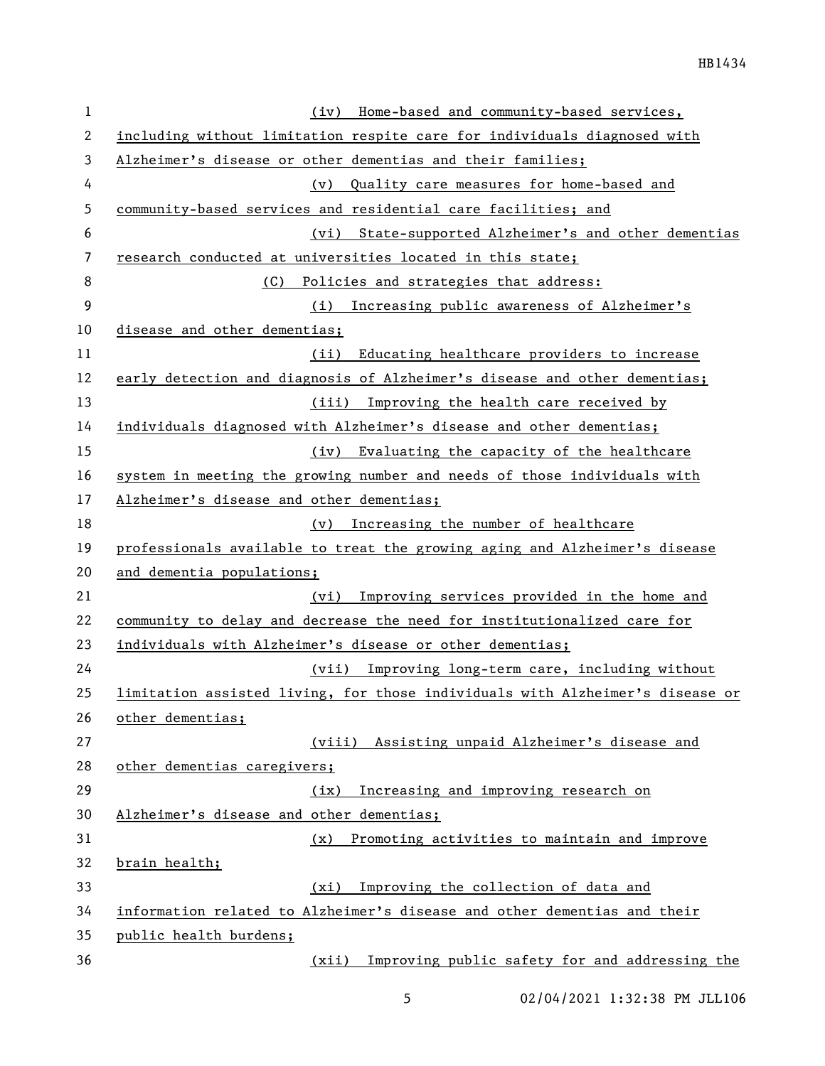(iv) Home-based and community-based services, including without limitation respite care for individuals diagnosed with Alzheimer's disease or other dementias and their families;

(v) Quality care measures for home-based and community-based services and residential care facilities; and

(vi) State-supported Alzheimer's and other dementias research conducted at universities located in this state;

(C) Policies and strategies that address:

(i) Increasing public awareness of Alzheimer's disease and other dementias;

(ii) Educating healthcare providers to increase early detection and diagnosis of Alzheimer's disease and other dementias;

(iii) Improving the health care received by individuals diagnosed with Alzheimer's disease and other dementias;

(iv) Evaluating the capacity of the healthcare system in meeting the growing number and needs of those individuals with Alzheimer's disease and other dementias;

(v) Increasing the number of healthcare professionals available to treat the growing aging and Alzheimer's disease and dementia populations;

(vi) Improving services provided in the home and community to delay and decrease the need for institutionalized care for individuals with Alzheimer's disease or other dementias;

(vii) Improving long-term care, including without limitation assisted living, for those individuals with Alzheimer's disease or other dementias;

(viii) Assisting unpaid Alzheimer's disease and other dementias caregivers;

(ix) Increasing and improving research on Alzheimer's disease and other dementias;

(x) Promoting activities to maintain and improve brain health;

(xi) Improving the collection of data and information related to Alzheimer's disease and other dementias and their public health burdens;

(xii) Improving public safety for and addressing the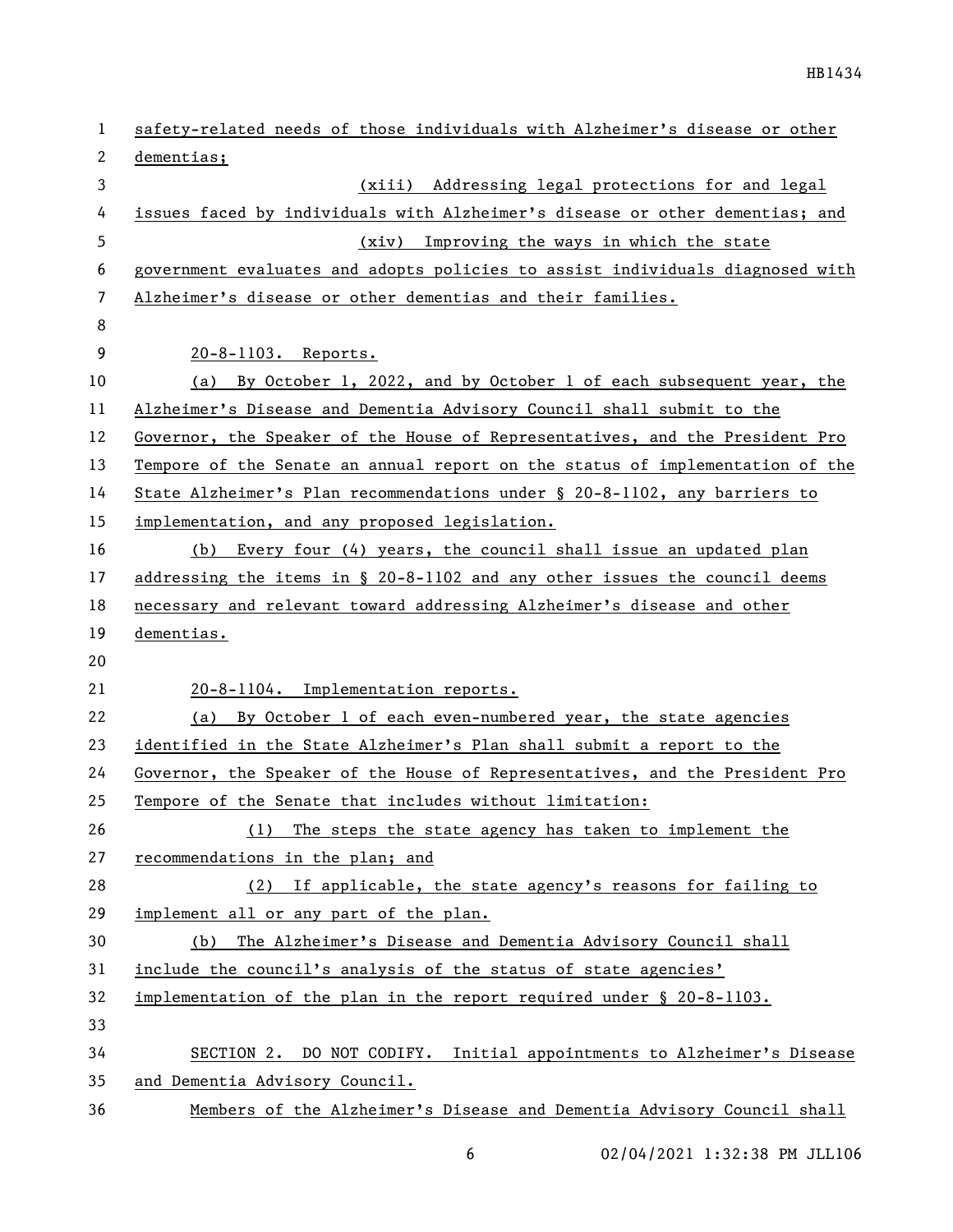safety-related needs of those individuals with Alzheimer's disease or other dementias;

(xiii) Addressing legal protections for and legal issues faced by individuals with Alzheimer's disease or other dementias; and

(xiv) Improving the ways in which the state government evaluates and adopts policies to assist individuals diagnosed with Alzheimer's disease or other dementias and their families.

20-8-1103. Reports.

(a) By October 1, 2022, and by October 1 of each subsequent year, the Alzheimer's Disease and Dementia Advisory Council shall submit to the Governor, the Speaker of the House of Representatives, and the President Pro Tempore of the Senate an annual report on the status of implementation of the State Alzheimer's Plan recommendations under § 20-8-1102, any barriers to implementation, and any proposed legislation.

(b) Every four (4) years, the council shall issue an updated plan addressing the items in § 20-8-1102 and any other issues the council deems necessary and relevant toward addressing Alzheimer's disease and other dementias.

20-8-1104. Implementation reports.

(a) By October 1 of each even-numbered year, the state agencies identified in the State Alzheimer's Plan shall submit a report to the Governor, the Speaker of the House of Representatives, and the President Pro Tempore of the Senate that includes without limitation:

(1) The steps the state agency has taken to implement the recommendations in the plan; and

(2) If applicable, the state agency's reasons for failing to implement all or any part of the plan.

(b) The Alzheimer's Disease and Dementia Advisory Council shall include the council's analysis of the status of state agencies' implementation of the plan in the report required under § 20-8-1103.

SECTION 2. DO NOT CODIFY. Initial appointments to Alzheimer's Disease and Dementia Advisory Council.

Members of the Alzheimer's Disease and Dementia Advisory Council shall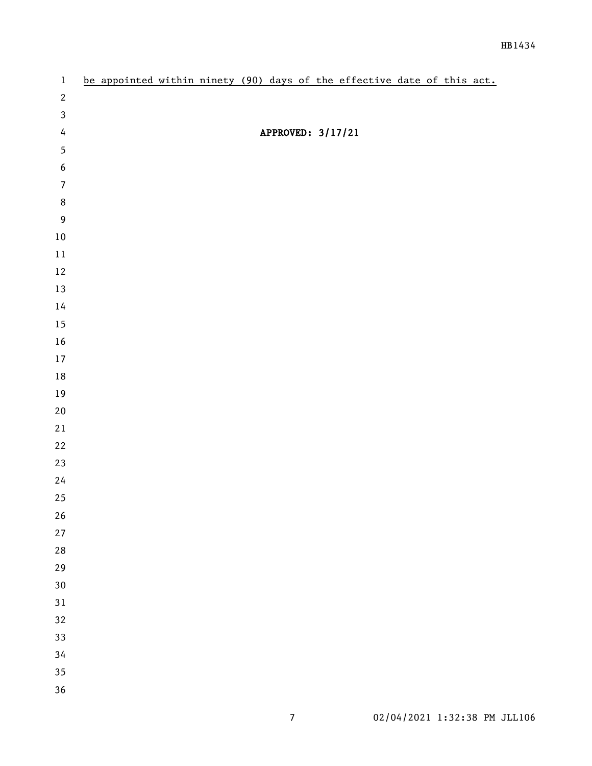be appointed within ninety (90) days of the effective date of this act.

**APPROVED: 3/17/21**